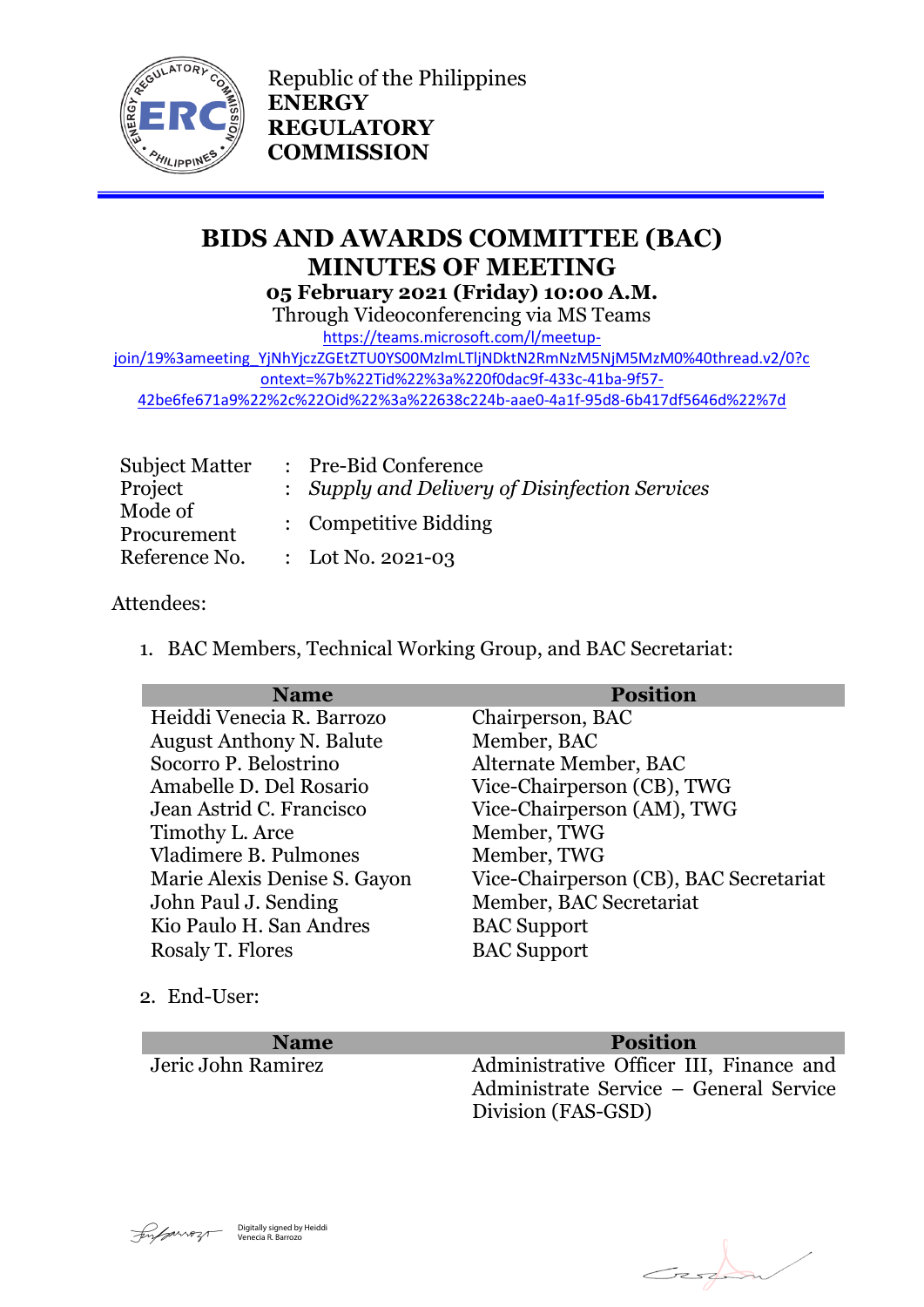Republic of the Philippines
**ENERGY REGULATORY COMMISSION**

# BIDS AND AWARDS COMMITTEE (BAC) MINUTES OF MEETING

**05 February 2021 (Friday) 10:00 A.M.**

Through Videoconferencing via MS Teams

https://teams.microsoft.com/l/meetup-join/19%3ameeting_YjNhYjczZGEtZTU0YS00MzlmLTljNDktN2RmNzM5NjM5MzM0%40thread.v2/0?context=%7b%22Tid%22%3a%220f0dac9f-433c-41ba-9f57-42be6fe671a9%22%2c%22Oid%22%3a%22638c224b-aae0-4a1f-95d8-6b417df5646d%22%7d

| | | |
|---|---|---|
| Subject Matter | : | Pre-Bid Conference |
| Project | : | *Supply and Delivery of Disinfection Services* |
| Mode of Procurement | : | Competitive Bidding |
| Reference No. | : | Lot No. 2021-03 |

Attendees:

1. BAC Members, Technical Working Group, and BAC Secretariat:

| Name | Position |
|---|---|
| Heiddi Venecia R. Barrozo | Chairperson, BAC |
| August Anthony N. Balute | Member, BAC |
| Socorro P. Belostrino | Alternate Member, BAC |
| Amabelle D. Del Rosario | Vice-Chairperson (CB), TWG |
| Jean Astrid C. Francisco | Vice-Chairperson (AM), TWG |
| Timothy L. Arce | Member, TWG |
| Vladimere B. Pulmones | Member, TWG |
| Marie Alexis Denise S. Gayon | Vice-Chairperson (CB), BAC Secretariat |
| John Paul J. Sending | Member, BAC Secretariat |
| Kio Paulo H. San Andres | BAC Support |
| Rosaly T. Flores | BAC Support |

2. End-User:

| Name | Position |
|---|---|
| Jeric John Ramirez | Administrative Officer III, Finance and Administrate Service – General Service Division (FAS-GSD) |

Digitally signed by Heiddi Venecia R. Barrozo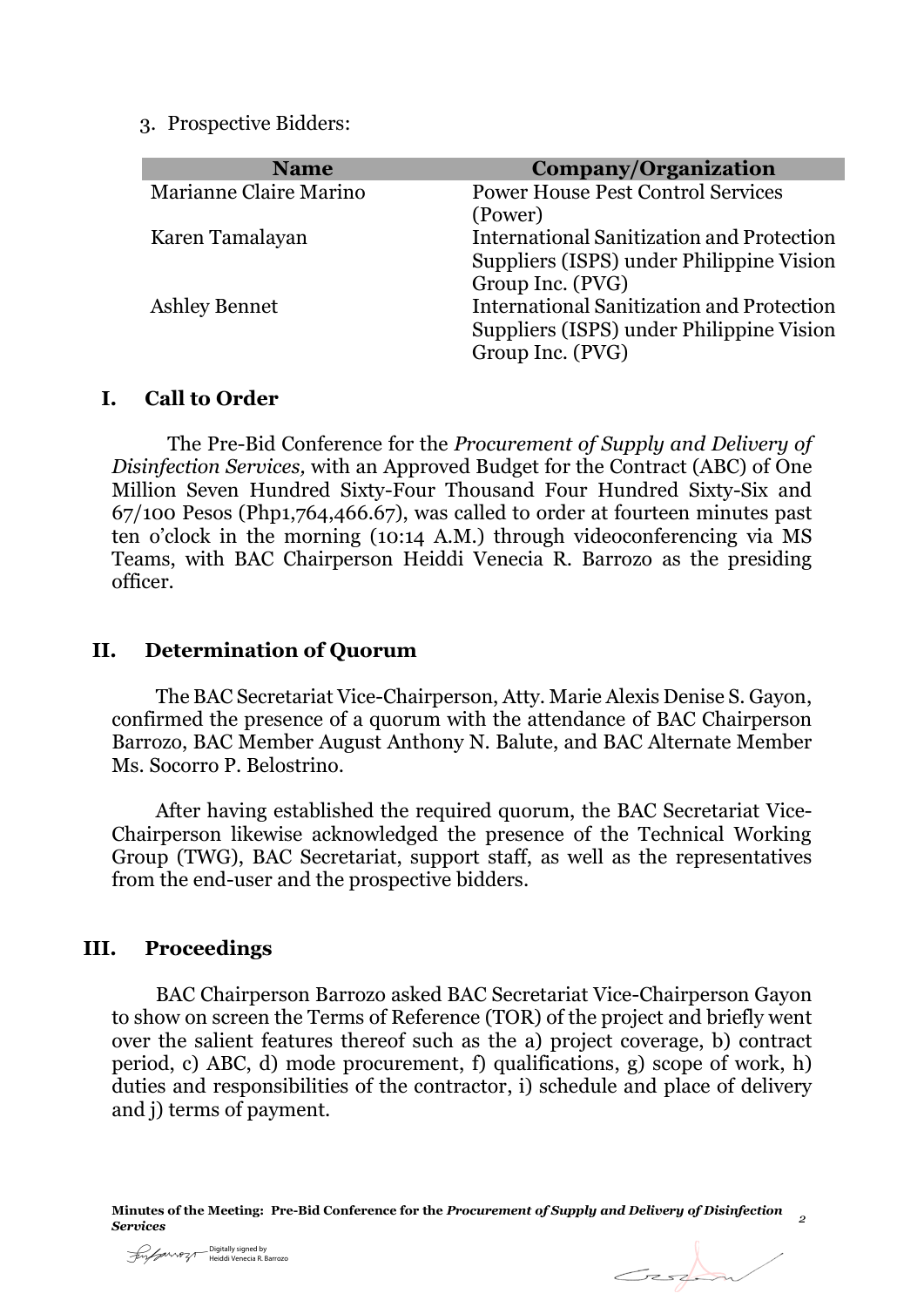3. Prospective Bidders:

| Name | Company/Organization |
|---|---|
| Marianne Claire Marino | Power House Pest Control Services (Power) |
| Karen Tamalayan | International Sanitization and Protection Suppliers (ISPS) under Philippine Vision Group Inc. (PVG) |
| Ashley Bennet | International Sanitization and Protection Suppliers (ISPS) under Philippine Vision Group Inc. (PVG) |

## I. Call to Order

The Pre-Bid Conference for the *Procurement of Supply and Delivery of Disinfection Services,* with an Approved Budget for the Contract (ABC) of One Million Seven Hundred Sixty-Four Thousand Four Hundred Sixty-Six and 67/100 Pesos (Php1,764,466.67), was called to order at fourteen minutes past ten o'clock in the morning (10:14 A.M.) through videoconferencing via MS Teams, with BAC Chairperson Heiddi Venecia R. Barrozo as the presiding officer.

## II. Determination of Quorum

The BAC Secretariat Vice-Chairperson, Atty. Marie Alexis Denise S. Gayon, confirmed the presence of a quorum with the attendance of BAC Chairperson Barrozo, BAC Member August Anthony N. Balute, and BAC Alternate Member Ms. Socorro P. Belostrino.

After having established the required quorum, the BAC Secretariat Vice-Chairperson likewise acknowledged the presence of the Technical Working Group (TWG), BAC Secretariat, support staff, as well as the representatives from the end-user and the prospective bidders.

## III. Proceedings

BAC Chairperson Barrozo asked BAC Secretariat Vice-Chairperson Gayon to show on screen the Terms of Reference (TOR) of the project and briefly went over the salient features thereof such as the a) project coverage, b) contract period, c) ABC, d) mode procurement, f) qualifications, g) scope of work, h) duties and responsibilities of the contractor, i) schedule and place of delivery and j) terms of payment.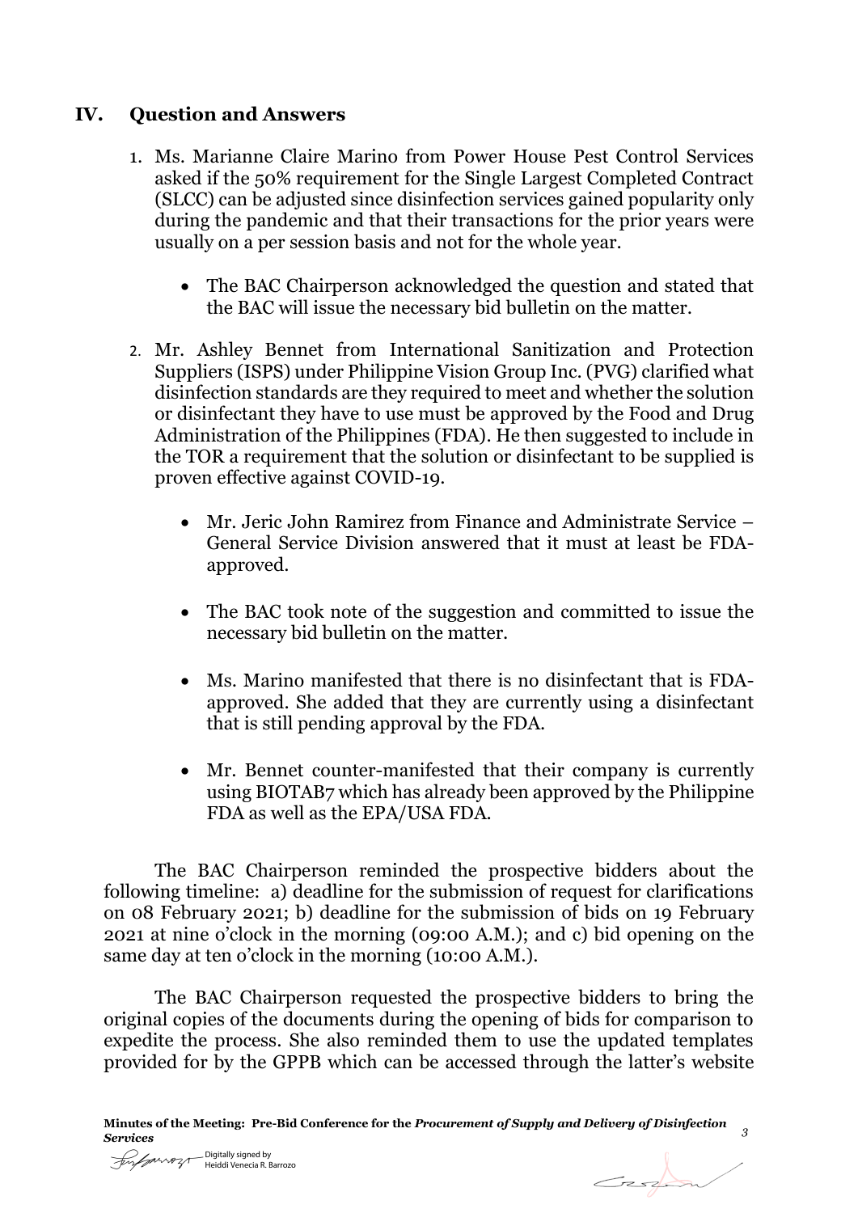## IV. Question and Answers

1. Ms. Marianne Claire Marino from Power House Pest Control Services asked if the 50% requirement for the Single Largest Completed Contract (SLCC) can be adjusted since disinfection services gained popularity only during the pandemic and that their transactions for the prior years were usually on a per session basis and not for the whole year.

   - The BAC Chairperson acknowledged the question and stated that the BAC will issue the necessary bid bulletin on the matter.

2. Mr. Ashley Bennet from International Sanitization and Protection Suppliers (ISPS) under Philippine Vision Group Inc. (PVG) clarified what disinfection standards are they required to meet and whether the solution or disinfectant they have to use must be approved by the Food and Drug Administration of the Philippines (FDA). He then suggested to include in the TOR a requirement that the solution or disinfectant to be supplied is proven effective against COVID-19.

   - Mr. Jeric John Ramirez from Finance and Administrate Service – General Service Division answered that it must at least be FDA-approved.

   - The BAC took note of the suggestion and committed to issue the necessary bid bulletin on the matter.

   - Ms. Marino manifested that there is no disinfectant that is FDA-approved. She added that they are currently using a disinfectant that is still pending approval by the FDA.

   - Mr. Bennet counter-manifested that their company is currently using BIOTAB7 which has already been approved by the Philippine FDA as well as the EPA/USA FDA.

The BAC Chairperson reminded the prospective bidders about the following timeline: a) deadline for the submission of request for clarifications on 08 February 2021; b) deadline for the submission of bids on 19 February 2021 at nine o'clock in the morning (09:00 A.M.); and c) bid opening on the same day at ten o'clock in the morning (10:00 A.M.).

The BAC Chairperson requested the prospective bidders to bring the original copies of the documents during the opening of bids for comparison to expedite the process. She also reminded them to use the updated templates provided for by the GPPB which can be accessed through the latter's website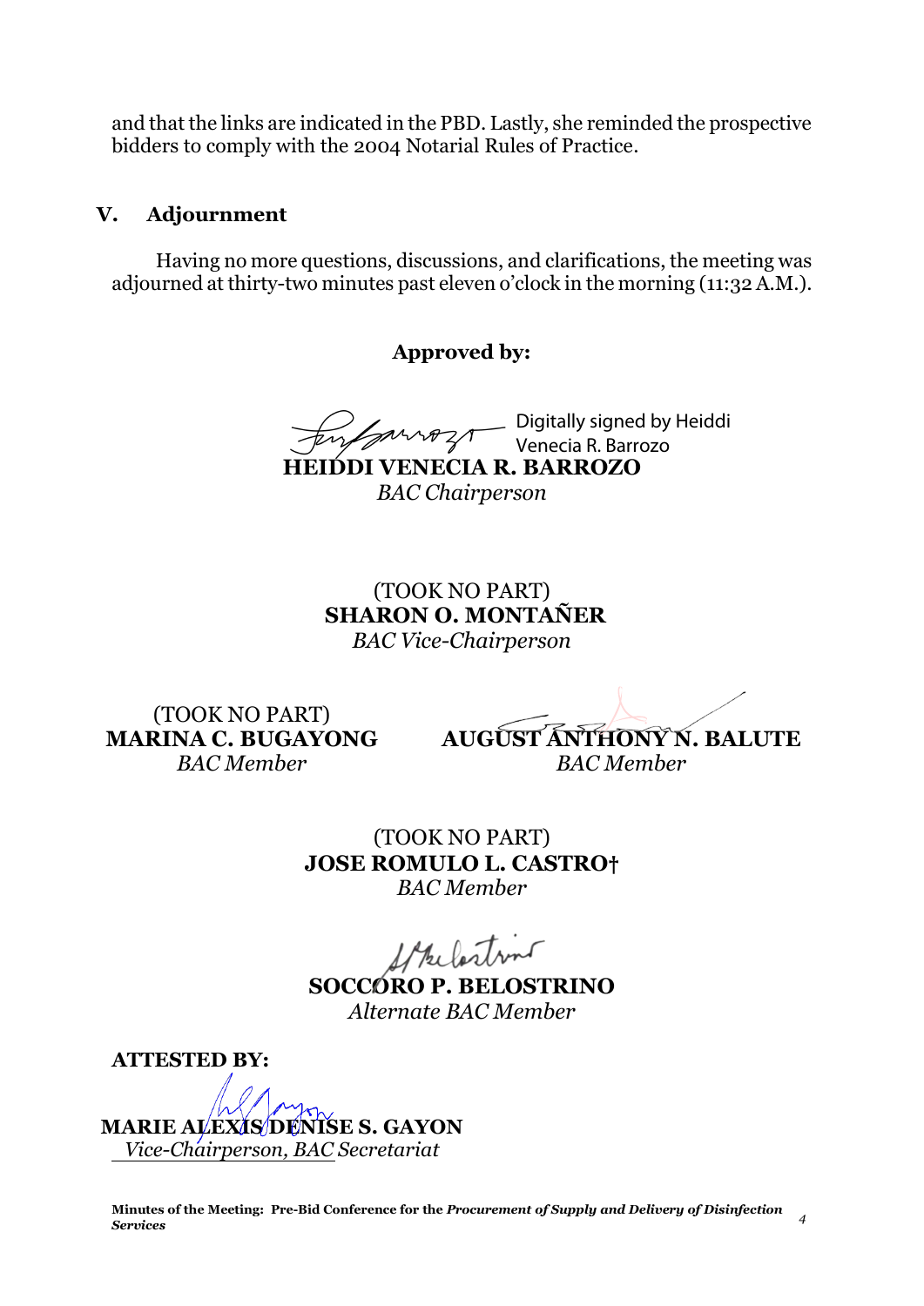and that the links are indicated in the PBD. Lastly, she reminded the prospective bidders to comply with the 2004 Notarial Rules of Practice.

## V. Adjournment

Having no more questions, discussions, and clarifications, the meeting was adjourned at thirty-two minutes past eleven o'clock in the morning (11:32 A.M.).

**Approved by:**

Digitally signed by Heiddi Venecia R. Barrozo

**HEIDDI VENECIA R. BARROZO**
*BAC Chairperson*

(TOOK NO PART)
**SHARON O. MONTAÑER**
*BAC Vice-Chairperson*

(TOOK NO PART)
**MARINA C. BUGAYONG**
*BAC Member*

**AUGUST ANTHONY N. BALUTE**
*BAC Member*

(TOOK NO PART)
**JOSE ROMULO L. CASTRO†**
*BAC Member*

**SOCCORO P. BELOSTRINO**
*Alternate BAC Member*

**ATTESTED BY:**

**MARIE ALEXIS DENISE S. GAYON**
*Vice-Chairperson, BAC Secretariat*

**Minutes of the Meeting: Pre-Bid Conference for the *Procurement of Supply and Delivery of Disinfection Services***